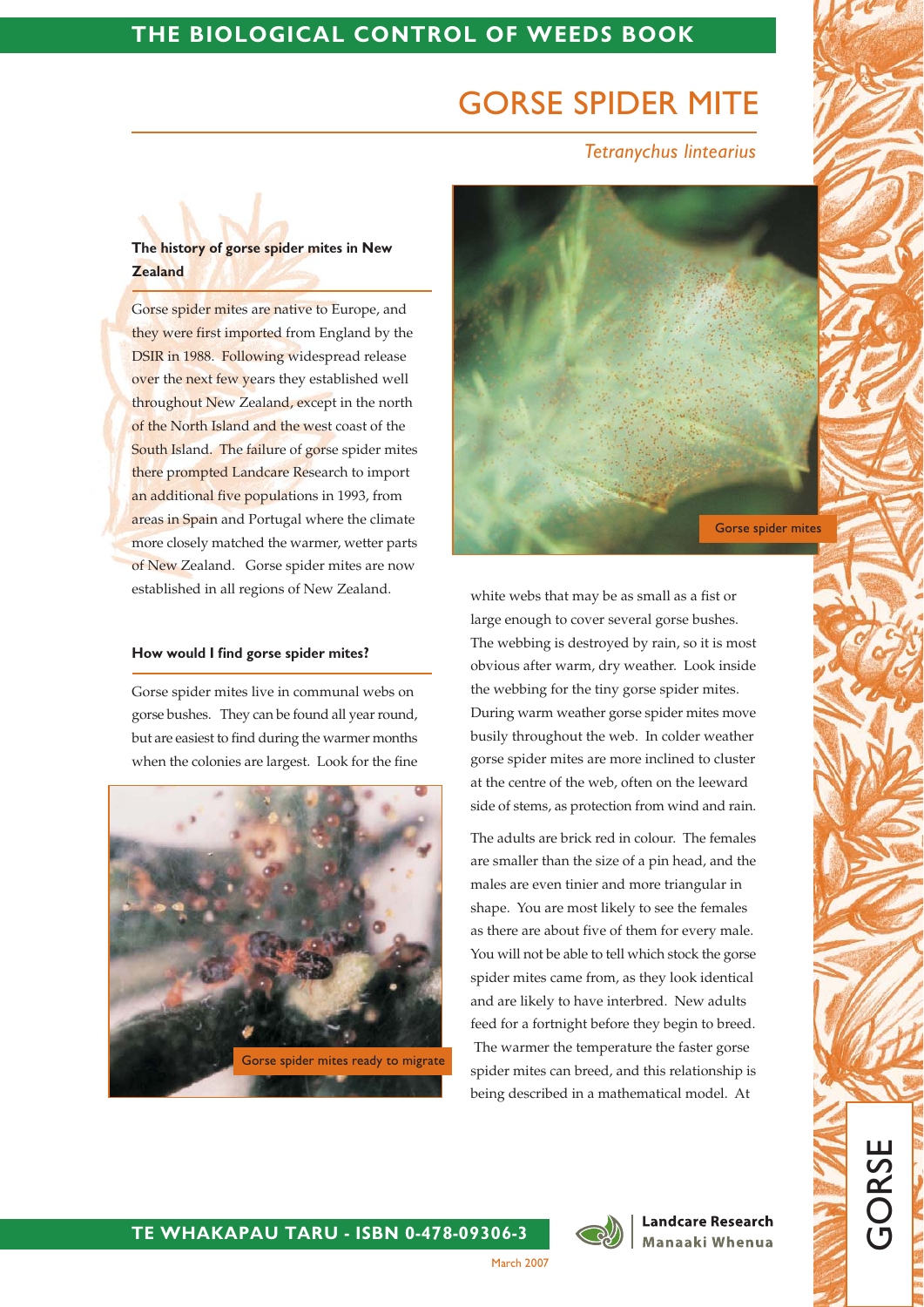# GORSE SPIDER MITE

*Tetranychus lintearius*

### The history of gorse spider mites in New Zealand

Gorse spider mites are native to Europe, and they were first imported from England by the DSIR in 1988. Following widespread release over the next few years they established well throughout New Zealand, except in the north of the North Island and the west coast of the South Island. The failure of gorse spider mites there prompted Landcare Research to import an additional five populations in 1993, from areas in Spain and Portugal where the climate more closely matched the warmer, wetter parts of New Zealand. Gorse spider mites are now established in all regions of New Zealand.

### How would I find gorse spider mites?

Gorse spider mites live in communal webs on gorse bushes. They can be found all year round, but are easiest to find during the warmer months when the colonies are largest. Look for the fine white webs that may be as small as a fist or large enough to cover several gorse bushes. The webbing is destroyed by rain, so it is most obvious after warm, dry weather. Look inside the webbing for the tiny gorse spider mites. During warm weather gorse spider mites move busily throughout the web. In colder weather gorse spider mites are more inclined to cluster at the centre of the web, often on the leeward side of stems, as protection from wind and rain.

Gorse spider mites ready to migrate

Gorse spider mites

The adults are brick red in colour. The females are smaller than the size of a pin head, and the males are even tinier and more triangular in shape. You are most likely to see the females as there are about five of them for every male. You will not be able to tell which stock the gorse spider mites came from, as they look identical and are likely to have interbred. New adults feed for a fortnight before they begin to breed. The warmer the temperature the faster gorse spider mites can breed, and this relationship is being described in a mathematical model. At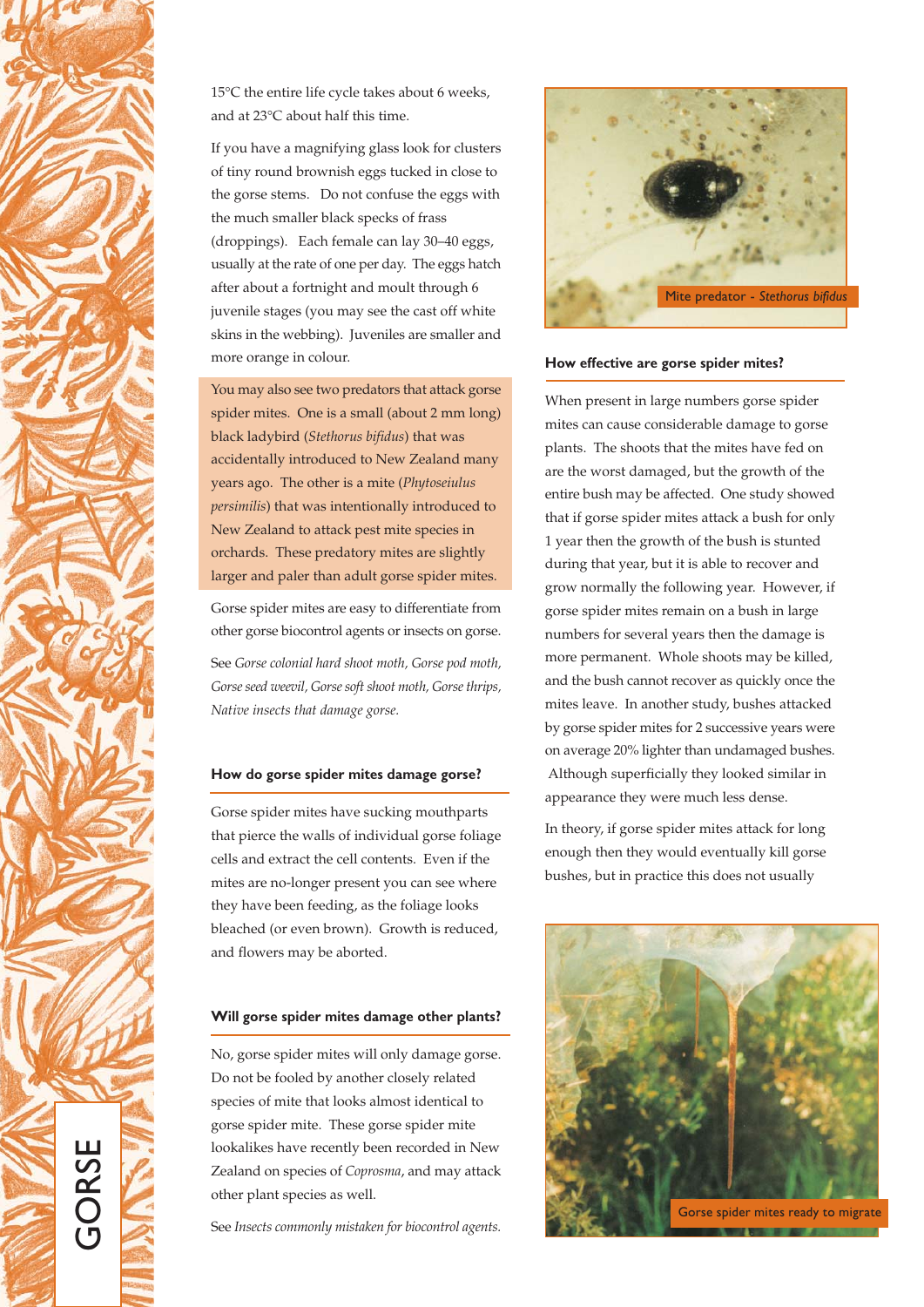15°C the entire life cycle takes about 6 weeks, and at 23°C about half this time.

If you have a magnifying glass look for clusters of tiny round brownish eggs tucked in close to the gorse stems. Do not confuse the eggs with the much smaller black specks of frass (droppings). Each female can lay 30–40 eggs, usually at the rate of one per day. The eggs hatch after about a fortnight and moult through 6 juvenile stages (you may see the cast off white skins in the webbing). Juveniles are smaller and more orange in colour.

You may also see two predators that attack gorse spider mites. One is a small (about 2 mm long) black ladybird (*Stethorus bifidus*) that was accidentally introduced to New Zealand many years ago. The other is a mite (*Phytoseiulus persimilis*) that was intentionally introduced to New Zealand to attack pest mite species in orchards. These predatory mites are slightly larger and paler than adult gorse spider mites.

Gorse spider mites are easy to differentiate from other gorse biocontrol agents or insects on gorse.

See *Gorse colonial hard shoot moth, Gorse pod moth, Gorse seed weevil, Gorse soft shoot moth, Gorse thrips, Native insects that damage gorse.*

### How do gorse spider mites damage gorse?

Gorse spider mites have sucking mouthparts that pierce the walls of individual gorse foliage cells and extract the cell contents. Even if the mites are no-longer present you can see where they have been feeding, as the foliage looks bleached (or even brown). Growth is reduced, and flowers may be aborted.

### Will gorse spider mites damage other plants?

No, gorse spider mites will only damage gorse. Do not be fooled by another closely related species of mite that looks almost identical to gorse spider mite. These gorse spider mite lookalikes have recently been recorded in New Zealand on species of *Coprosma*, and may attack other plant species as well.

See *Insects commonly mistaken for biocontrol agents.*

Mite predator - *Stethorus bifidus*

### How effective are gorse spider mites?

When present in large numbers gorse spider mites can cause considerable damage to gorse plants. The shoots that the mites have fed on are the worst damaged, but the growth of the entire bush may be affected. One study showed that if gorse spider mites attack a bush for only 1 year then the growth of the bush is stunted during that year, but it is able to recover and grow normally the following year. However, if gorse spider mites remain on a bush in large numbers for several years then the damage is more permanent. Whole shoots may be killed, and the bush cannot recover as quickly once the mites leave. In another study, bushes attacked by gorse spider mites for 2 successive years were on average 20% lighter than undamaged bushes. Although superficially they looked similar in appearance they were much less dense.

In theory, if gorse spider mites attack for long enough then they would eventually kill gorse bushes, but in practice this does not usually

Gorse spider mites ready to migrate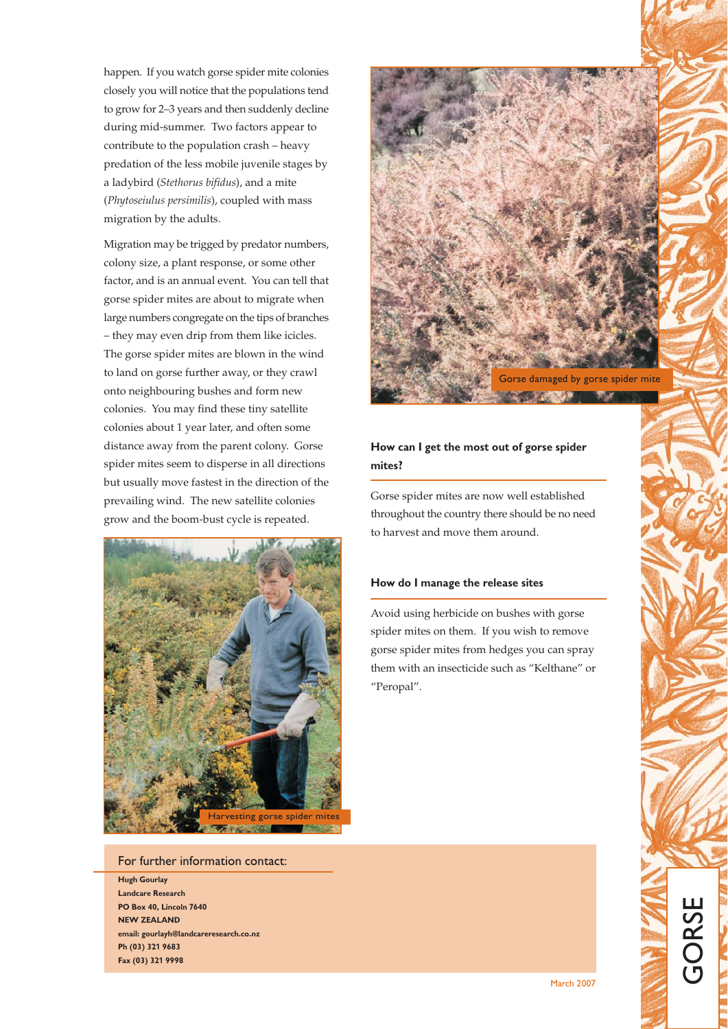happen. If you watch gorse spider mite colonies closely you will notice that the populations tend to grow for 2–3 years and then suddenly decline during mid-summer. Two factors appear to contribute to the population crash – heavy predation of the less mobile juvenile stages by a ladybird (*Stethorus bifidus*), and a mite (*Phytoseiulus persimilis*), coupled with mass migration by the adults.

Migration may be trigged by predator numbers, colony size, a plant response, or some other factor, and is an annual event. You can tell that gorse spider mites are about to migrate when large numbers congregate on the tips of branches – they may even drip from them like icicles. The gorse spider mites are blown in the wind to land on gorse further away, or they crawl onto neighbouring bushes and form new colonies. You may find these tiny satellite colonies about 1 year later, and often some distance away from the parent colony. Gorse spider mites seem to disperse in all directions but usually move fastest in the direction of the prevailing wind. The new satellite colonies grow and the boom-bust cycle is repeated.

Harvesting gorse spider mites

Gorse damaged by gorse spider mite

### How can I get the most out of gorse spider mites?

Gorse spider mites are now well established throughout the country there should be no need to harvest and move them around.

### How do I manage the release sites

Avoid using herbicide on bushes with gorse spider mites on them. If you wish to remove gorse spider mites from hedges you can spray them with an insecticide such as "Kelthane" or "Peropal".

For further information contact:

**Hugh Gourlay**
**Landcare Research**
**PO Box 40, Lincoln 7640**
**NEW ZEALAND**
**email: gourlayh@landcareresearch.co.nz**
**Ph (03) 321 9683**
**Fax (03) 321 9998**

March 2007